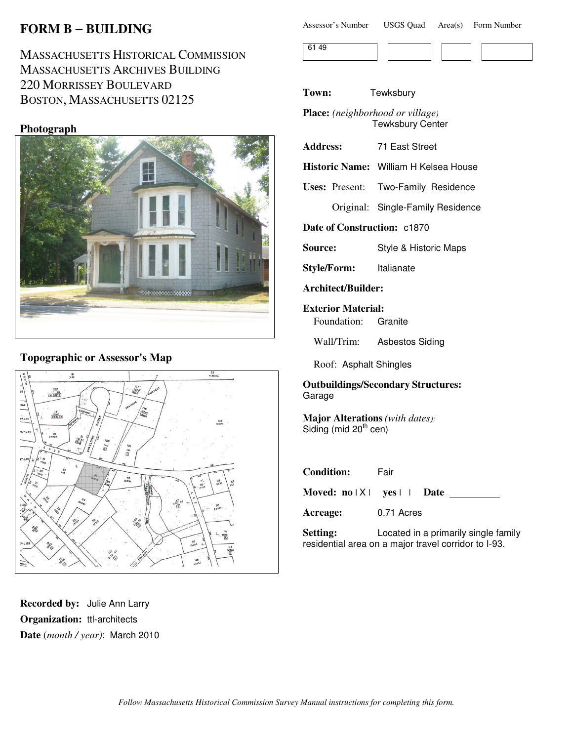# FORM B – BUILDING

MASSACHUSETTS HISTORICAL COMMISSION
MASSACHUSETTS ARCHIVES BUILDING
220 MORRISSEY BOULEVARD
BOSTON, MASSACHUSETTS 02125

| Assessor's Number | USGS Quad | Area(s) | Form Number |
| --- | --- | --- | --- |
| 61 49 | | | |

**Photograph**

**Topographic or Assessor's Map**

**Town:** Tewksbury

**Place:** *(neighborhood or village)* Tewksbury Center

**Address:** 71 East Street

**Historic Name:** William H Kelsea House

**Uses:** Present: Two-Family Residence

Original: Single-Family Residence

**Date of Construction:** c1870

**Source:** Style & Historic Maps

**Style/Form:** Italianate

**Architect/Builder:**

**Exterior Material:**

Foundation: Granite

Wall/Trim: Asbestos Siding

Roof: Asphalt Shingles

**Outbuildings/Secondary Structures:**
Garage

**Major Alterations** *(with dates):*
Siding (mid 20th cen)

**Condition:** Fair

**Moved:** **no** | X | **yes** | | **Date** __________

**Acreage:** 0.71 Acres

**Setting:** Located in a primarily single family residential area on a major travel corridor to I-93.

**Recorded by:** Julie Ann Larry

**Organization:** ttl-architects

**Date** (*month / year*): March 2010

*Follow Massachusetts Historical Commission Survey Manual instructions for completing this form.*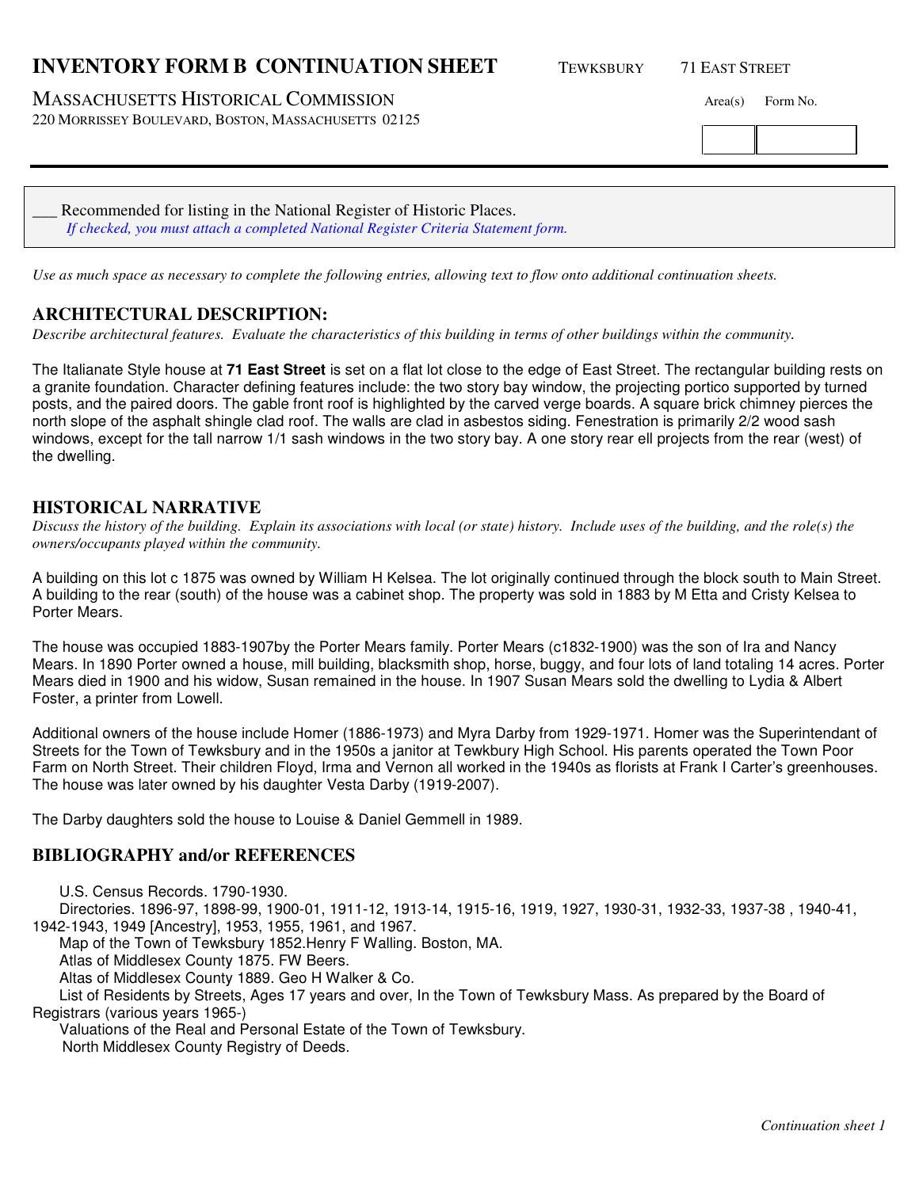# INVENTORY FORM B CONTINUATION SHEET

TEWKSBURY 71 EAST STREET

MASSACHUSETTS HISTORICAL COMMISSION
220 MORRISSEY BOULEVARD, BOSTON, MASSACHUSETTS 02125

| Area(s) | Form No. |
| --- | --- |
| | |

___ Recommended for listing in the National Register of Historic Places.
*If checked, you must attach a completed National Register Criteria Statement form.*

*Use as much space as necessary to complete the following entries, allowing text to flow onto additional continuation sheets.*

## ARCHITECTURAL DESCRIPTION:

*Describe architectural features. Evaluate the characteristics of this building in terms of other buildings within the community.*

The Italianate Style house at **71 East Street** is set on a flat lot close to the edge of East Street. The rectangular building rests on a granite foundation. Character defining features include: the two story bay window, the projecting portico supported by turned posts, and the paired doors. The gable front roof is highlighted by the carved verge boards. A square brick chimney pierces the north slope of the asphalt shingle clad roof. The walls are clad in asbestos siding. Fenestration is primarily 2/2 wood sash windows, except for the tall narrow 1/1 sash windows in the two story bay. A one story rear ell projects from the rear (west) of the dwelling.

## HISTORICAL NARRATIVE

*Discuss the history of the building. Explain its associations with local (or state) history. Include uses of the building, and the role(s) the owners/occupants played within the community.*

A building on this lot c 1875 was owned by William H Kelsea. The lot originally continued through the block south to Main Street. A building to the rear (south) of the house was a cabinet shop. The property was sold in 1883 by M Etta and Cristy Kelsea to Porter Mears.

The house was occupied 1883-1907by the Porter Mears family. Porter Mears (c1832-1900) was the son of Ira and Nancy Mears. In 1890 Porter owned a house, mill building, blacksmith shop, horse, buggy, and four lots of land totaling 14 acres. Porter Mears died in 1900 and his widow, Susan remained in the house. In 1907 Susan Mears sold the dwelling to Lydia & Albert Foster, a printer from Lowell.

Additional owners of the house include Homer (1886-1973) and Myra Darby from 1929-1971. Homer was the Superintendant of Streets for the Town of Tewksbury and in the 1950s a janitor at Tewkbury High School. His parents operated the Town Poor Farm on North Street. Their children Floyd, Irma and Vernon all worked in the 1940s as florists at Frank I Carter's greenhouses. The house was later owned by his daughter Vesta Darby (1919-2007).

The Darby daughters sold the house to Louise & Daniel Gemmell in 1989.

## BIBLIOGRAPHY and/or REFERENCES

U.S. Census Records. 1790-1930.
Directories. 1896-97, 1898-99, 1900-01, 1911-12, 1913-14, 1915-16, 1919, 1927, 1930-31, 1932-33, 1937-38 , 1940-41, 1942-1943, 1949 [Ancestry], 1953, 1955, 1961, and 1967.
Map of the Town of Tewksbury 1852.Henry F Walling. Boston, MA.
Atlas of Middlesex County 1875. FW Beers.
Altas of Middlesex County 1889. Geo H Walker & Co.
List of Residents by Streets, Ages 17 years and over, In the Town of Tewksbury Mass. As prepared by the Board of Registrars (various years 1965-)
Valuations of the Real and Personal Estate of the Town of Tewksbury.
North Middlesex County Registry of Deeds.

*Continuation sheet 1*